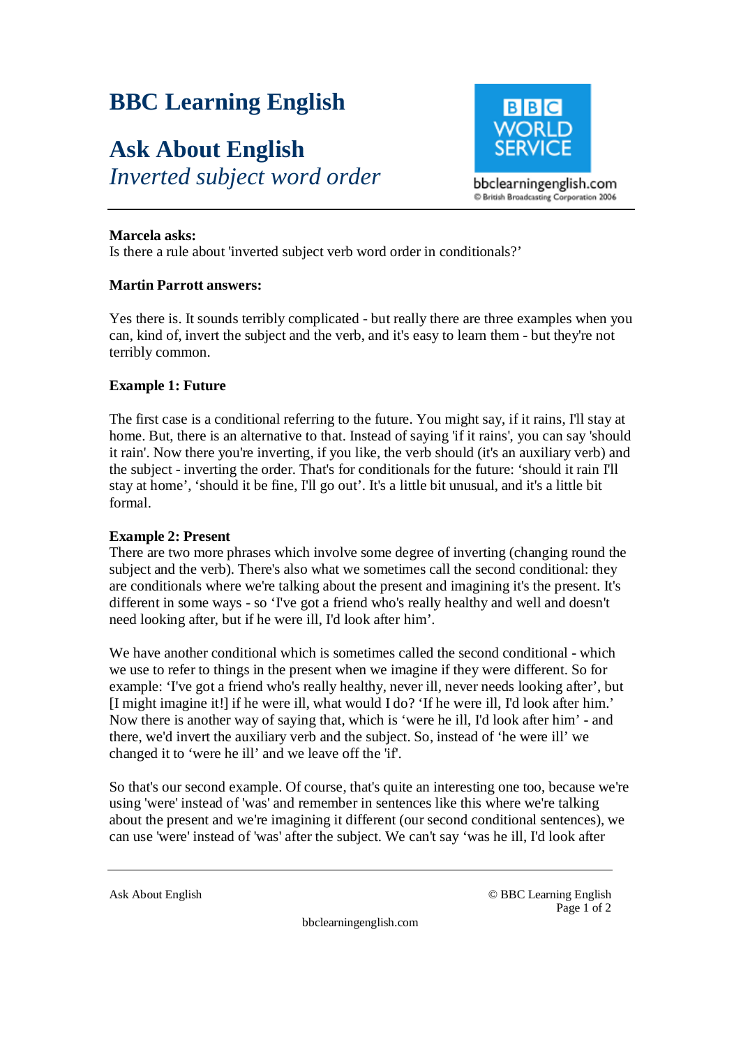# BBC Learning English

## Ask About English

### *Inverted subject word order*

**Marcela asks:**
Is there a rule about 'inverted subject verb word order in conditionals?'

**Martin Parrott answers:**

Yes there is. It sounds terribly complicated - but really there are three examples when you can, kind of, invert the subject and the verb, and it's easy to learn them - but they're not terribly common.

**Example 1: Future**

The first case is a conditional referring to the future. You might say, if it rains, I'll stay at home. But, there is an alternative to that. Instead of saying 'if it rains', you can say 'should it rain'. Now there you're inverting, if you like, the verb should (it's an auxiliary verb) and the subject - inverting the order. That's for conditionals for the future: 'should it rain I'll stay at home', 'should it be fine, I'll go out'. It's a little bit unusual, and it's a little bit formal.

**Example 2: Present**
There are two more phrases which involve some degree of inverting (changing round the subject and the verb). There's also what we sometimes call the second conditional: they are conditionals where we're talking about the present and imagining it's the present. It's different in some ways - so 'I've got a friend who's really healthy and well and doesn't need looking after, but if he were ill, I'd look after him'.

We have another conditional which is sometimes called the second conditional - which we use to refer to things in the present when we imagine if they were different. So for example: 'I've got a friend who's really healthy, never ill, never needs looking after', but [I might imagine it!] if he were ill, what would I do? 'If he were ill, I'd look after him.' Now there is another way of saying that, which is 'were he ill, I'd look after him' - and there, we'd invert the auxiliary verb and the subject. So, instead of 'he were ill' we changed it to 'were he ill' and we leave off the 'if'.

So that's our second example. Of course, that's quite an interesting one too, because we're using 'were' instead of 'was' and remember in sentences like this where we're talking about the present and we're imagining it different (our second conditional sentences), we can use 'were' instead of 'was' after the subject. We can't say 'was he ill, I'd look after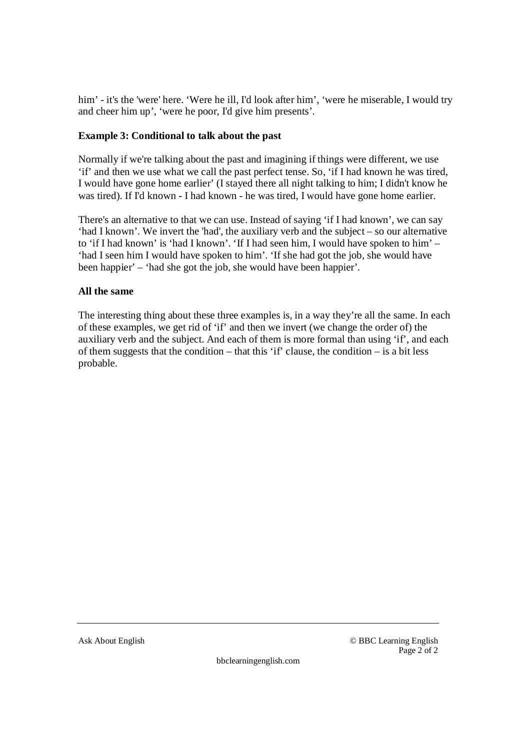him' - it's the 'were' here. 'Were he ill, I'd look after him', 'were he miserable, I would try and cheer him up', 'were he poor, I'd give him presents'.

**Example 3: Conditional to talk about the past**

Normally if we're talking about the past and imagining if things were different, we use 'if' and then we use what we call the past perfect tense. So, 'if I had known he was tired, I would have gone home earlier' (I stayed there all night talking to him; I didn't know he was tired). If I'd known - I had known - he was tired, I would have gone home earlier.

There's an alternative to that we can use. Instead of saying 'if I had known', we can say 'had I known'. We invert the 'had', the auxiliary verb and the subject – so our alternative to 'if I had known' is 'had I known'. 'If I had seen him, I would have spoken to him' – 'had I seen him I would have spoken to him'. 'If she had got the job, she would have been happier' – 'had she got the job, she would have been happier'.

**All the same**

The interesting thing about these three examples is, in a way they're all the same. In each of these examples, we get rid of 'if' and then we invert (we change the order of) the auxiliary verb and the subject. And each of them is more formal than using 'if', and each of them suggests that the condition – that this 'if' clause, the condition – is a bit less probable.